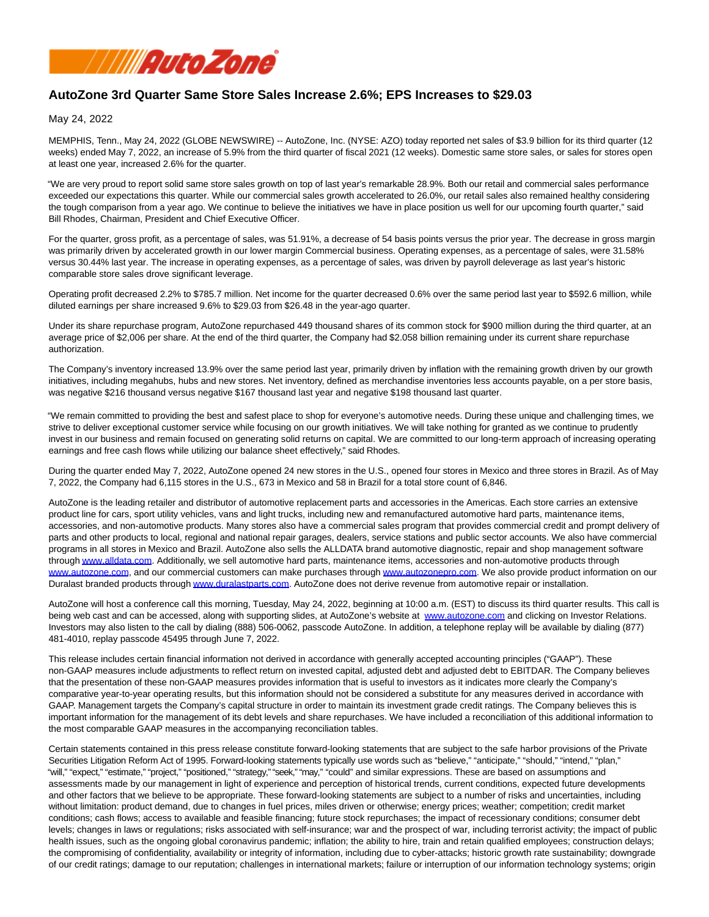# AutoZone 3rd Quarter Same Store Sales Increase 2.6%; EPS Increases to $29.03

May 24, 2022

MEMPHIS, Tenn., May 24, 2022 (GLOBE NEWSWIRE) -- AutoZone, Inc. (NYSE: AZO) today reported net sales of $3.9 billion for its third quarter (12 weeks) ended May 7, 2022, an increase of 5.9% from the third quarter of fiscal 2021 (12 weeks). Domestic same store sales, or sales for stores open at least one year, increased 2.6% for the quarter.

"We are very proud to report solid same store sales growth on top of last year's remarkable 28.9%. Both our retail and commercial sales performance exceeded our expectations this quarter. While our commercial sales growth accelerated to 26.0%, our retail sales also remained healthy considering the tough comparison from a year ago. We continue to believe the initiatives we have in place position us well for our upcoming fourth quarter," said Bill Rhodes, Chairman, President and Chief Executive Officer.

For the quarter, gross profit, as a percentage of sales, was 51.91%, a decrease of 54 basis points versus the prior year. The decrease in gross margin was primarily driven by accelerated growth in our lower margin Commercial business. Operating expenses, as a percentage of sales, were 31.58% versus 30.44% last year. The increase in operating expenses, as a percentage of sales, was driven by payroll deleverage as last year's historic comparable store sales drove significant leverage.

Operating profit decreased 2.2% to $785.7 million. Net income for the quarter decreased 0.6% over the same period last year to $592.6 million, while diluted earnings per share increased 9.6% to $29.03 from $26.48 in the year-ago quarter.

Under its share repurchase program, AutoZone repurchased 449 thousand shares of its common stock for $900 million during the third quarter, at an average price of $2,006 per share. At the end of the third quarter, the Company had $2.058 billion remaining under its current share repurchase authorization.

The Company's inventory increased 13.9% over the same period last year, primarily driven by inflation with the remaining growth driven by our growth initiatives, including megahubs, hubs and new stores. Net inventory, defined as merchandise inventories less accounts payable, on a per store basis, was negative $216 thousand versus negative $167 thousand last year and negative $198 thousand last quarter.

"We remain committed to providing the best and safest place to shop for everyone's automotive needs. During these unique and challenging times, we strive to deliver exceptional customer service while focusing on our growth initiatives. We will take nothing for granted as we continue to prudently invest in our business and remain focused on generating solid returns on capital. We are committed to our long-term approach of increasing operating earnings and free cash flows while utilizing our balance sheet effectively," said Rhodes.

During the quarter ended May 7, 2022, AutoZone opened 24 new stores in the U.S., opened four stores in Mexico and three stores in Brazil. As of May 7, 2022, the Company had 6,115 stores in the U.S., 673 in Mexico and 58 in Brazil for a total store count of 6,846.

AutoZone is the leading retailer and distributor of automotive replacement parts and accessories in the Americas. Each store carries an extensive product line for cars, sport utility vehicles, vans and light trucks, including new and remanufactured automotive hard parts, maintenance items, accessories, and non-automotive products. Many stores also have a commercial sales program that provides commercial credit and prompt delivery of parts and other products to local, regional and national repair garages, dealers, service stations and public sector accounts. We also have commercial programs in all stores in Mexico and Brazil. AutoZone also sells the ALLDATA brand automotive diagnostic, repair and shop management software through www.alldata.com. Additionally, we sell automotive hard parts, maintenance items, accessories and non-automotive products through www.autozone.com, and our commercial customers can make purchases through www.autozonepro.com. We also provide product information on our Duralast branded products through www.duralastparts.com. AutoZone does not derive revenue from automotive repair or installation.

AutoZone will host a conference call this morning, Tuesday, May 24, 2022, beginning at 10:00 a.m. (EST) to discuss its third quarter results. This call is being web cast and can be accessed, along with supporting slides, at AutoZone's website at www.autozone.com and clicking on Investor Relations. Investors may also listen to the call by dialing (888) 506-0062, passcode AutoZone. In addition, a telephone replay will be available by dialing (877) 481-4010, replay passcode 45495 through June 7, 2022.

This release includes certain financial information not derived in accordance with generally accepted accounting principles ("GAAP"). These non-GAAP measures include adjustments to reflect return on invested capital, adjusted debt and adjusted debt to EBITDAR. The Company believes that the presentation of these non-GAAP measures provides information that is useful to investors as it indicates more clearly the Company's comparative year-to-year operating results, but this information should not be considered a substitute for any measures derived in accordance with GAAP. Management targets the Company's capital structure in order to maintain its investment grade credit ratings. The Company believes this is important information for the management of its debt levels and share repurchases. We have included a reconciliation of this additional information to the most comparable GAAP measures in the accompanying reconciliation tables.

Certain statements contained in this press release constitute forward-looking statements that are subject to the safe harbor provisions of the Private Securities Litigation Reform Act of 1995. Forward-looking statements typically use words such as "believe," "anticipate," "should," "intend," "plan," "will," "expect," "estimate," "project," "positioned," "strategy," "seek," "may," "could" and similar expressions. These are based on assumptions and assessments made by our management in light of experience and perception of historical trends, current conditions, expected future developments and other factors that we believe to be appropriate. These forward-looking statements are subject to a number of risks and uncertainties, including without limitation: product demand, due to changes in fuel prices, miles driven or otherwise; energy prices; weather; competition; credit market conditions; cash flows; access to available and feasible financing; future stock repurchases; the impact of recessionary conditions; consumer debt levels; changes in laws or regulations; risks associated with self-insurance; war and the prospect of war, including terrorist activity; the impact of public health issues, such as the ongoing global coronavirus pandemic; inflation; the ability to hire, train and retain qualified employees; construction delays; the compromising of confidentiality, availability or integrity of information, including due to cyber-attacks; historic growth rate sustainability; downgrade of our credit ratings; damage to our reputation; challenges in international markets; failure or interruption of our information technology systems; origin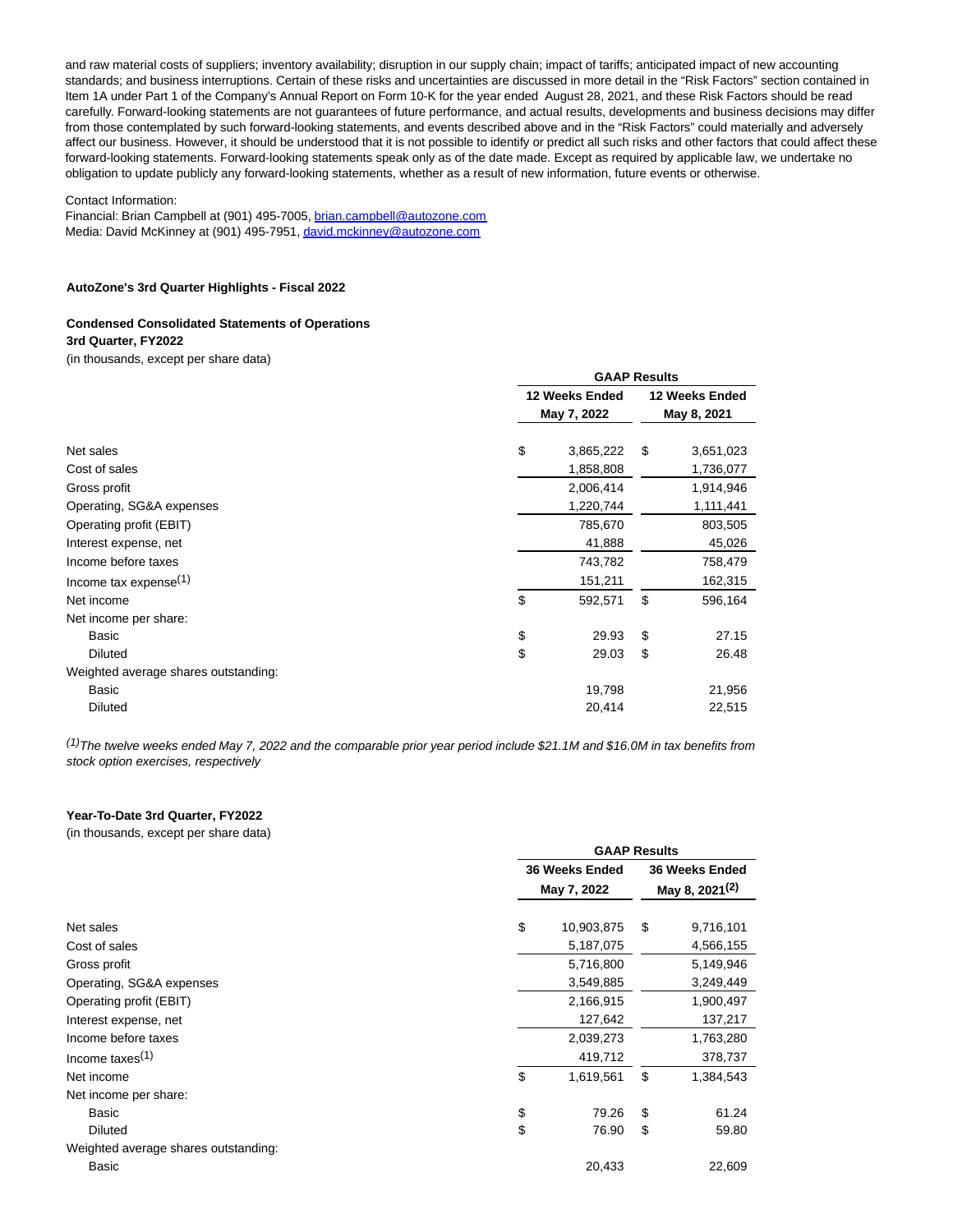and raw material costs of suppliers; inventory availability; disruption in our supply chain; impact of tariffs; anticipated impact of new accounting standards; and business interruptions. Certain of these risks and uncertainties are discussed in more detail in the "Risk Factors" section contained in Item 1A under Part 1 of the Company's Annual Report on Form 10-K for the year ended August 28, 2021, and these Risk Factors should be read carefully. Forward-looking statements are not guarantees of future performance, and actual results, developments and business decisions may differ from those contemplated by such forward-looking statements, and events described above and in the "Risk Factors" could materially and adversely affect our business. However, it should be understood that it is not possible to identify or predict all such risks and other factors that could affect these forward-looking statements. Forward-looking statements speak only as of the date made. Except as required by applicable law, we undertake no obligation to update publicly any forward-looking statements, whether as a result of new information, future events or otherwise.

Contact Information:
Financial: Brian Campbell at (901) 495-7005, brian.campbell@autozone.com
Media: David McKinney at (901) 495-7951, david.mckinney@autozone.com

**AutoZone's 3rd Quarter Highlights - Fiscal 2022**

**Condensed Consolidated Statements of Operations**
**3rd Quarter, FY2022**
(in thousands, except per share data)

| | GAAP Results | |
|---|---|---|
| | **12 Weeks Ended May 7, 2022** | **12 Weeks Ended May 8, 2021** |
| Net sales | $ 3,865,222 | $ 3,651,023 |
| Cost of sales | 1,858,808 | 1,736,077 |
| Gross profit | 2,006,414 | 1,914,946 |
| Operating, SG&A expenses | 1,220,744 | 1,111,441 |
| Operating profit (EBIT) | 785,670 | 803,505 |
| Interest expense, net | 41,888 | 45,026 |
| Income before taxes | 743,782 | 758,479 |
| Income tax expense(1) | 151,211 | 162,315 |
| Net income | $ 592,571 | $ 596,164 |
| Net income per share: | | |
| Basic | $ 29.93 | $ 27.15 |
| Diluted | $ 29.03 | $ 26.48 |
| Weighted average shares outstanding: | | |
| Basic | 19,798 | 21,956 |
| Diluted | 20,414 | 22,515 |

*(1) The twelve weeks ended May 7, 2022 and the comparable prior year period include $21.1M and $16.0M in tax benefits from stock option exercises, respectively*

**Year-To-Date 3rd Quarter, FY2022**
(in thousands, except per share data)

| | GAAP Results | |
|---|---|---|
| | **36 Weeks Ended May 7, 2022** | **36 Weeks Ended May 8, 2021(2)** |
| Net sales | $ 10,903,875 | $ 9,716,101 |
| Cost of sales | 5,187,075 | 4,566,155 |
| Gross profit | 5,716,800 | 5,149,946 |
| Operating, SG&A expenses | 3,549,885 | 3,249,449 |
| Operating profit (EBIT) | 2,166,915 | 1,900,497 |
| Interest expense, net | 127,642 | 137,217 |
| Income before taxes | 2,039,273 | 1,763,280 |
| Income taxes(1) | 419,712 | 378,737 |
| Net income | $ 1,619,561 | $ 1,384,543 |
| Net income per share: | | |
| Basic | $ 79.26 | $ 61.24 |
| Diluted | $ 76.90 | $ 59.80 |
| Weighted average shares outstanding: | | |
| Basic | 20,433 | 22,609 |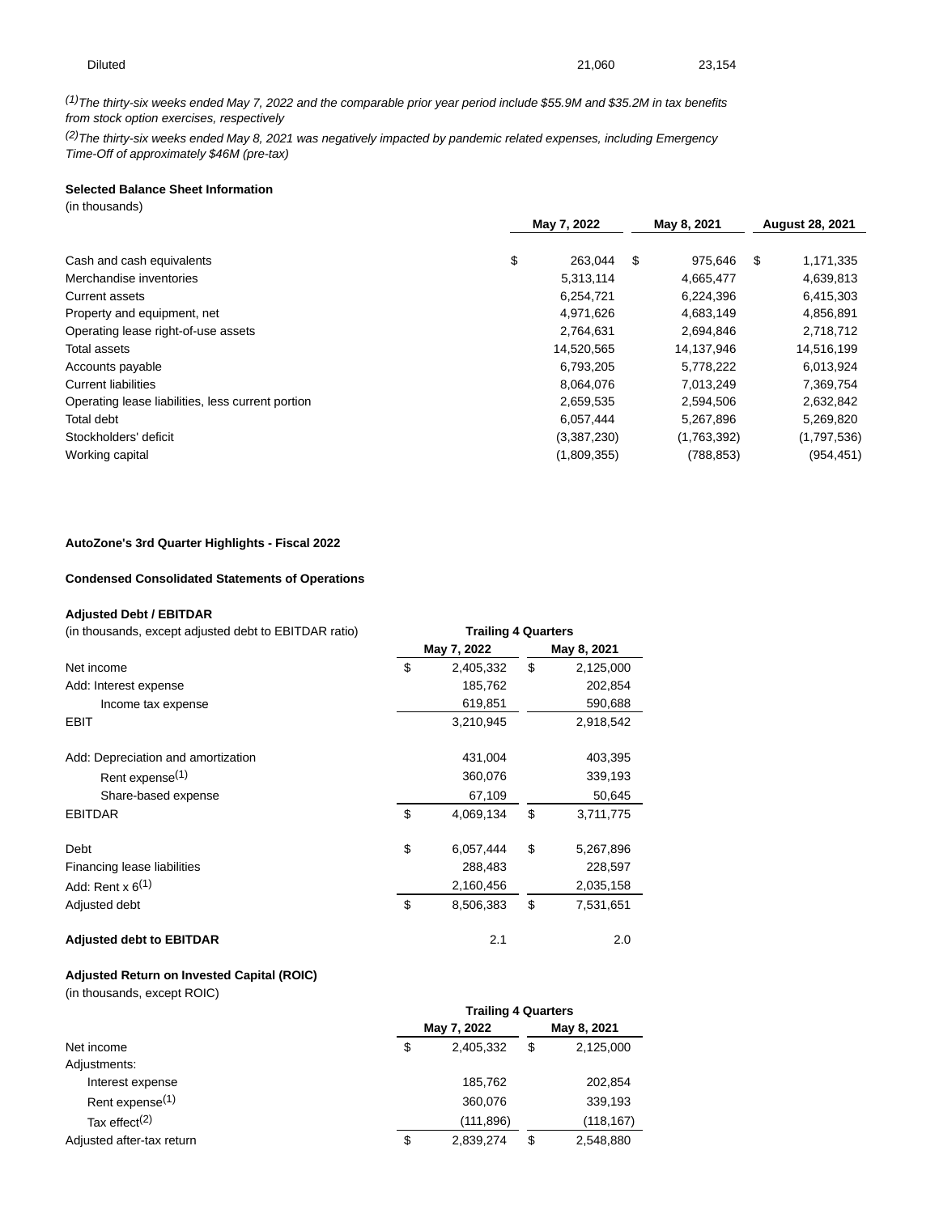| | | |
|---|---|---|
| Diluted | 21,060 | 23,154 |

*[1] The thirty-six weeks ended May 7, 2022 and the comparable prior year period include $55.9M and $35.2M in tax benefits from stock option exercises, respectively*

*[2] The thirty-six weeks ended May 8, 2021 was negatively impacted by pandemic related expenses, including Emergency Time-Off of approximately $46M (pre-tax)*

**Selected Balance Sheet Information**

(in thousands)

| | May 7, 2022 | May 8, 2021 | August 28, 2021 |
|---|---|---|---|
| Cash and cash equivalents | $ 263,044 | $ 975,646 | $ 1,171,335 |
| Merchandise inventories | 5,313,114 | 4,665,477 | 4,639,813 |
| Current assets | 6,254,721 | 6,224,396 | 6,415,303 |
| Property and equipment, net | 4,971,626 | 4,683,149 | 4,856,891 |
| Operating lease right-of-use assets | 2,764,631 | 2,694,846 | 2,718,712 |
| Total assets | 14,520,565 | 14,137,946 | 14,516,199 |
| Accounts payable | 6,793,205 | 5,778,222 | 6,013,924 |
| Current liabilities | 8,064,076 | 7,013,249 | 7,369,754 |
| Operating lease liabilities, less current portion | 2,659,535 | 2,594,506 | 2,632,842 |
| Total debt | 6,057,444 | 5,267,896 | 5,269,820 |
| Stockholders' deficit | (3,387,230) | (1,763,392) | (1,797,536) |
| Working capital | (1,809,355) | (788,853) | (954,451) |

**AutoZone's 3rd Quarter Highlights - Fiscal 2022**

**Condensed Consolidated Statements of Operations**

**Adjusted Debt / EBITDAR**

(in thousands, except adjusted debt to EBITDAR ratio)

| | Trailing 4 Quarters | |
|---|---|---|
| | May 7, 2022 | May 8, 2021 |
| Net income | $ 2,405,332 | $ 2,125,000 |
| Add: Interest expense | 185,762 | 202,854 |
| Income tax expense | 619,851 | 590,688 |
| EBIT | 3,210,945 | 2,918,542 |
| Add: Depreciation and amortization | 431,004 | 403,395 |
| Rent expense[1] | 360,076 | 339,193 |
| Share-based expense | 67,109 | 50,645 |
| EBITDAR | $ 4,069,134 | $ 3,711,775 |
| Debt | $ 6,057,444 | $ 5,267,896 |
| Financing lease liabilities | 288,483 | 228,597 |
| Add: Rent x 6[1] | 2,160,456 | 2,035,158 |
| Adjusted debt | $ 8,506,383 | $ 7,531,651 |
| **Adjusted debt to EBITDAR** | 2.1 | 2.0 |

**Adjusted Return on Invested Capital (ROIC)**

(in thousands, except ROIC)

| | Trailing 4 Quarters | |
|---|---|---|
| | May 7, 2022 | May 8, 2021 |
| Net income | $ 2,405,332 | $ 2,125,000 |
| Adjustments: | | |
| Interest expense | 185,762 | 202,854 |
| Rent expense[1] | 360,076 | 339,193 |
| Tax effect[2] | (111,896) | (118,167) |
| Adjusted after-tax return | $ 2,839,274 | $ 2,548,880 |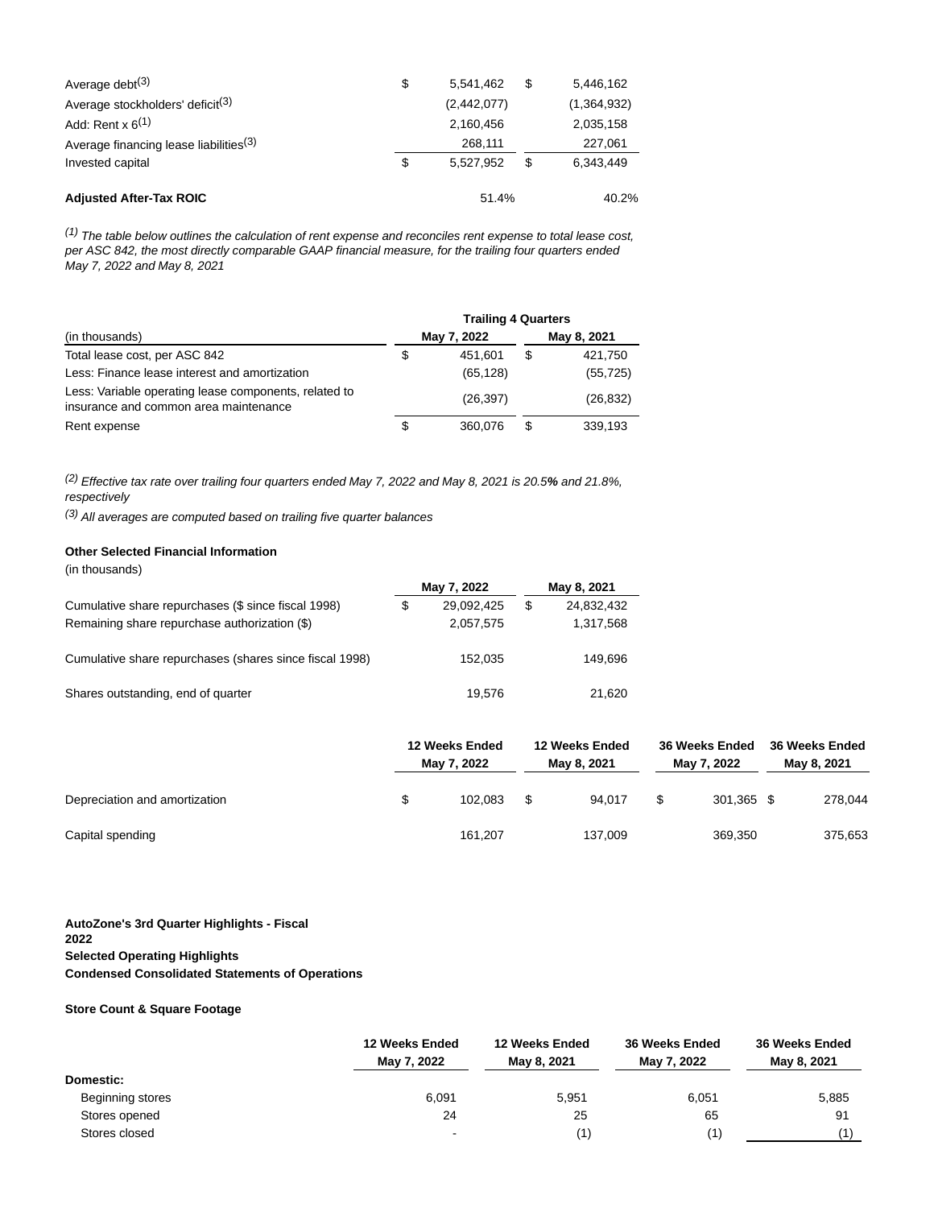| | | |
|---|---|---|
| Average debt[3] | $ 5,541,462 | $ 5,446,162 |
| Average stockholders' deficit[3] | (2,442,077) | (1,364,932) |
| Add: Rent x 6[1] | 2,160,456 | 2,035,158 |
| Average financing lease liabilities[3] | 268,111 | 227,061 |
| Invested capital | $ 5,527,952 | $ 6,343,449 |
| | | |
| **Adjusted After-Tax ROIC** | 51.4% | 40.2% |

*[1] The table below outlines the calculation of rent expense and reconciles rent expense to total lease cost, per ASC 842, the most directly comparable GAAP financial measure, for the trailing four quarters ended May 7, 2022 and May 8, 2021*

| | **Trailing 4 Quarters** | |
|---|---|---|
| (in thousands) | **May 7, 2022** | **May 8, 2021** |
| Total lease cost, per ASC 842 | $ 451,601 | $ 421,750 |
| Less: Finance lease interest and amortization | (65,128) | (55,725) |
| Less: Variable operating lease components, related to insurance and common area maintenance | (26,397) | (26,832) |
| Rent expense | $ 360,076 | $ 339,193 |

*[2] Effective tax rate over trailing four quarters ended May 7, 2022 and May 8, 2021 is 20.5% and 21.8%, respectively*

*[3] All averages are computed based on trailing five quarter balances*

**Other Selected Financial Information**

(in thousands)

| | **May 7, 2022** | **May 8, 2021** |
|---|---|---|
| Cumulative share repurchases ($ since fiscal 1998) | $ 29,092,425 | $ 24,832,432 |
| Remaining share repurchase authorization ($) | 2,057,575 | 1,317,568 |
| Cumulative share repurchases (shares since fiscal 1998) | 152,035 | 149,696 |
| Shares outstanding, end of quarter | 19,576 | 21,620 |

| | **12 Weeks Ended May 7, 2022** | **12 Weeks Ended May 8, 2021** | **36 Weeks Ended May 7, 2022** | **36 Weeks Ended May 8, 2021** |
|---|---|---|---|---|
| Depreciation and amortization | $ 102,083 | $ 94,017 | $ 301,365 | $ 278,044 |
| Capital spending | 161,207 | 137,009 | 369,350 | 375,653 |

**AutoZone's 3rd Quarter Highlights - Fiscal 2022**
**Selected Operating Highlights**
**Condensed Consolidated Statements of Operations**

**Store Count & Square Footage**

| | **12 Weeks Ended May 7, 2022** | **12 Weeks Ended May 8, 2021** | **36 Weeks Ended May 7, 2022** | **36 Weeks Ended May 8, 2021** |
|---|---|---|---|---|
| **Domestic:** | | | | |
| Beginning stores | 6,091 | 5,951 | 6,051 | 5,885 |
| Stores opened | 24 | 25 | 65 | 91 |
| Stores closed | - | (1) | (1) | (1) |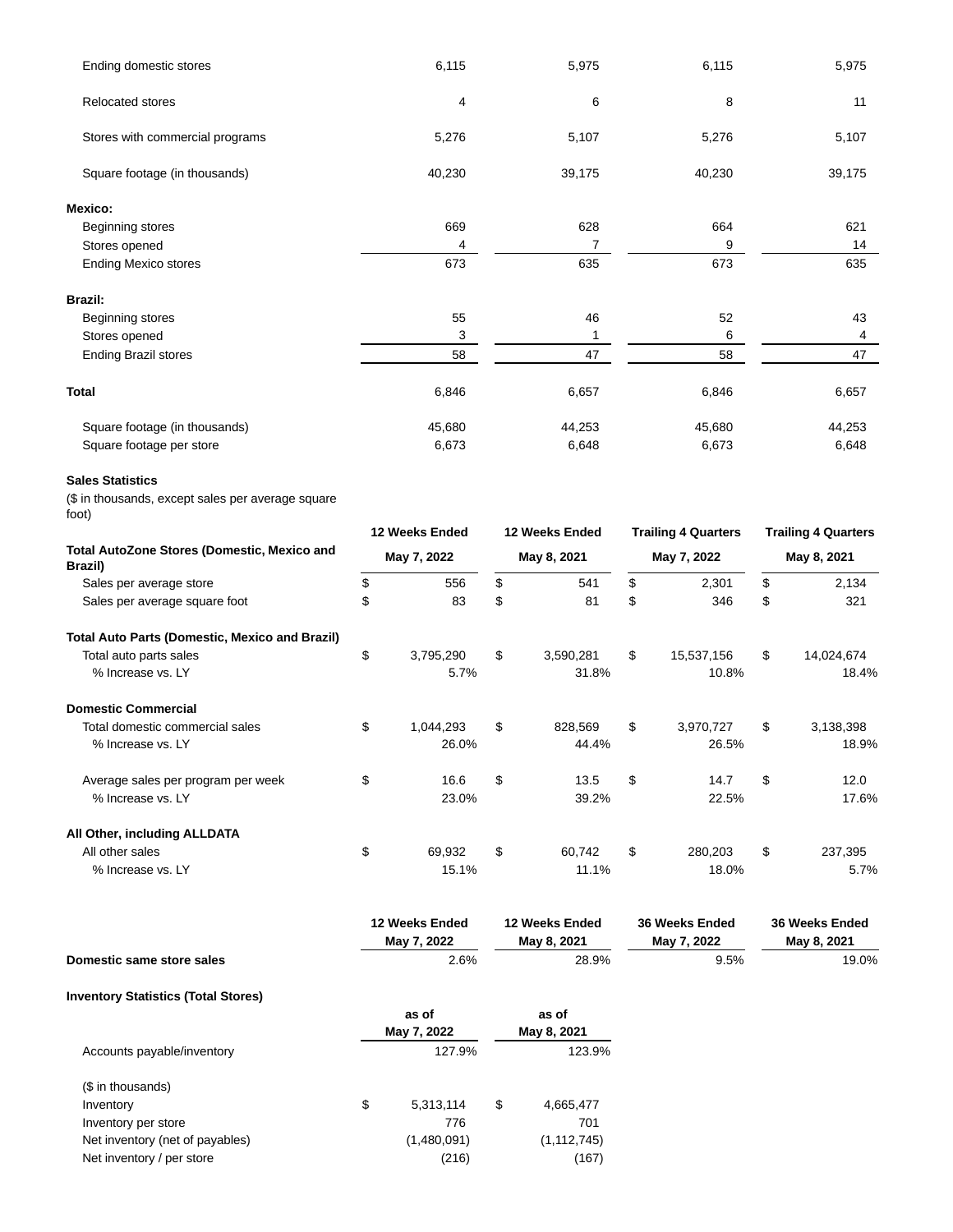| | | | | |
|---|---|---|---|---|
| Ending domestic stores | 6,115 | 5,975 | 6,115 | 5,975 |
| Relocated stores | 4 | 6 | 8 | 11 |
| Stores with commercial programs | 5,276 | 5,107 | 5,276 | 5,107 |
| Square footage (in thousands) | 40,230 | 39,175 | 40,230 | 39,175 |
| **Mexico:** | | | | |
| Beginning stores | 669 | 628 | 664 | 621 |
| Stores opened | 4 | 7 | 9 | 14 |
| Ending Mexico stores | 673 | 635 | 673 | 635 |
| **Brazil:** | | | | |
| Beginning stores | 55 | 46 | 52 | 43 |
| Stores opened | 3 | 1 | 6 | 4 |
| Ending Brazil stores | 58 | 47 | 58 | 47 |
| **Total** | 6,846 | 6,657 | 6,846 | 6,657 |
| Square footage (in thousands) | 45,680 | 44,253 | 45,680 | 44,253 |
| Square footage per store | 6,673 | 6,648 | 6,673 | 6,648 |

**Sales Statistics**

($ in thousands, except sales per average square foot)

| | 12 Weeks Ended May 7, 2022 | 12 Weeks Ended May 8, 2021 | Trailing 4 Quarters May 7, 2022 | Trailing 4 Quarters May 8, 2021 |
|---|---|---|---|---|
| **Total AutoZone Stores (Domestic, Mexico and Brazil)** | | | | |
| Sales per average store | $ 556 | $ 541 | $ 2,301 | $ 2,134 |
| Sales per average square foot | $ 83 | $ 81 | $ 346 | $ 321 |
| **Total Auto Parts (Domestic, Mexico and Brazil)** | | | | |
| Total auto parts sales | $ 3,795,290 | $ 3,590,281 | $ 15,537,156 | $ 14,024,674 |
| % Increase vs. LY | 5.7% | 31.8% | 10.8% | 18.4% |
| **Domestic Commercial** | | | | |
| Total domestic commercial sales | $ 1,044,293 | $ 828,569 | $ 3,970,727 | $ 3,138,398 |
| % Increase vs. LY | 26.0% | 44.4% | 26.5% | 18.9% |
| Average sales per program per week | $ 16.6 | $ 13.5 | $ 14.7 | $ 12.0 |
| % Increase vs. LY | 23.0% | 39.2% | 22.5% | 17.6% |
| **All Other, including ALLDATA** | | | | |
| All other sales | $ 69,932 | $ 60,742 | $ 280,203 | $ 237,395 |
| % Increase vs. LY | 15.1% | 11.1% | 18.0% | 5.7% |

| | 12 Weeks Ended May 7, 2022 | 12 Weeks Ended May 8, 2021 | 36 Weeks Ended May 7, 2022 | 36 Weeks Ended May 8, 2021 |
|---|---|---|---|---|
| **Domestic same store sales** | 2.6% | 28.9% | 9.5% | 19.0% |

**Inventory Statistics (Total Stores)**

| | as of May 7, 2022 | as of May 8, 2021 |
|---|---|---|
| Accounts payable/inventory | 127.9% | 123.9% |
| ($ in thousands) | | |
| Inventory | $ 5,313,114 | $ 4,665,477 |
| Inventory per store | 776 | 701 |
| Net inventory (net of payables) | (1,480,091) | (1,112,745) |
| Net inventory / per store | (216) | (167) |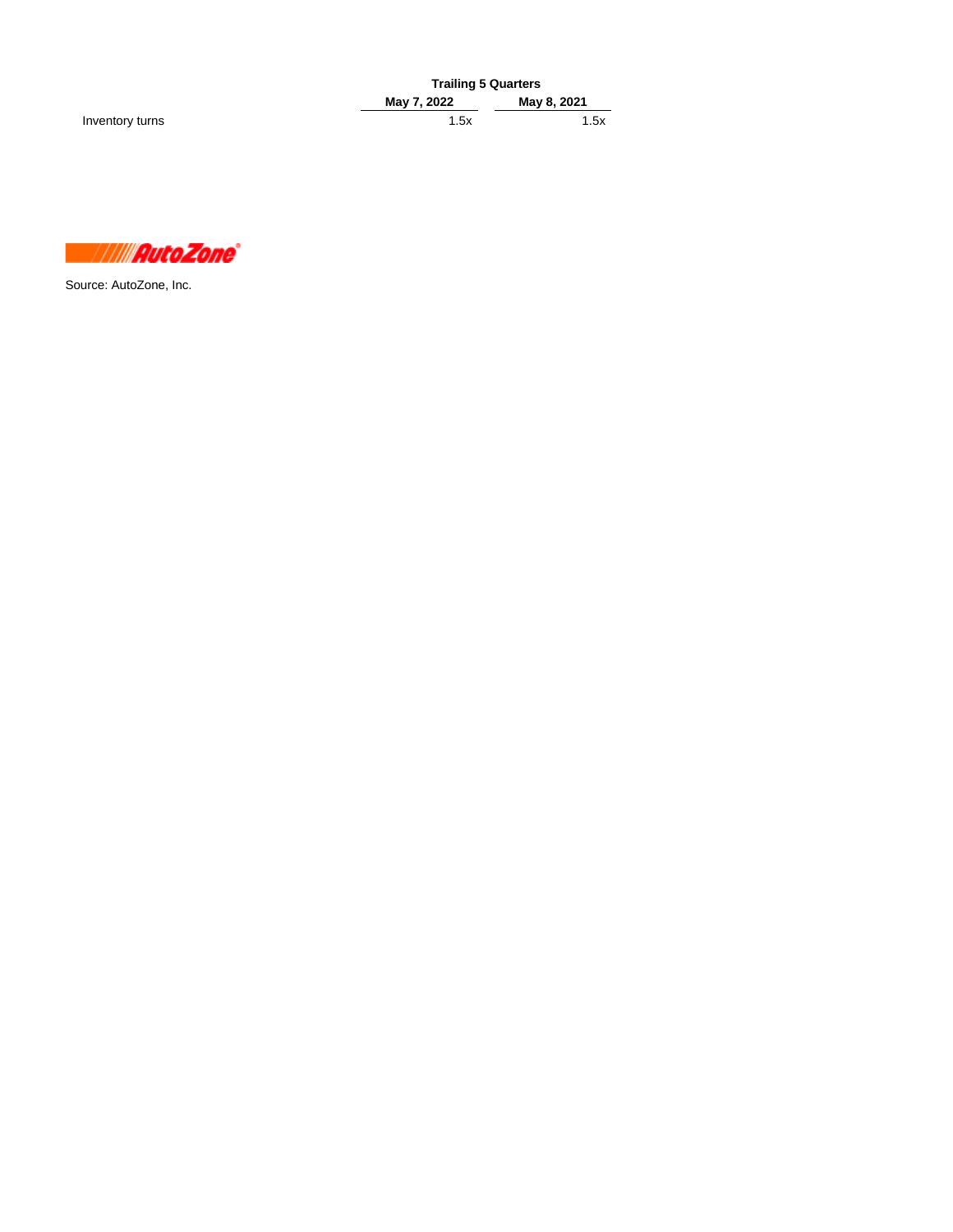| | Trailing 5 Quarters | |
|---|---|---|
| | May 7, 2022 | May 8, 2021 |
| Inventory turns | 1.5x | 1.5x |

AutoZone

Source: AutoZone, Inc.